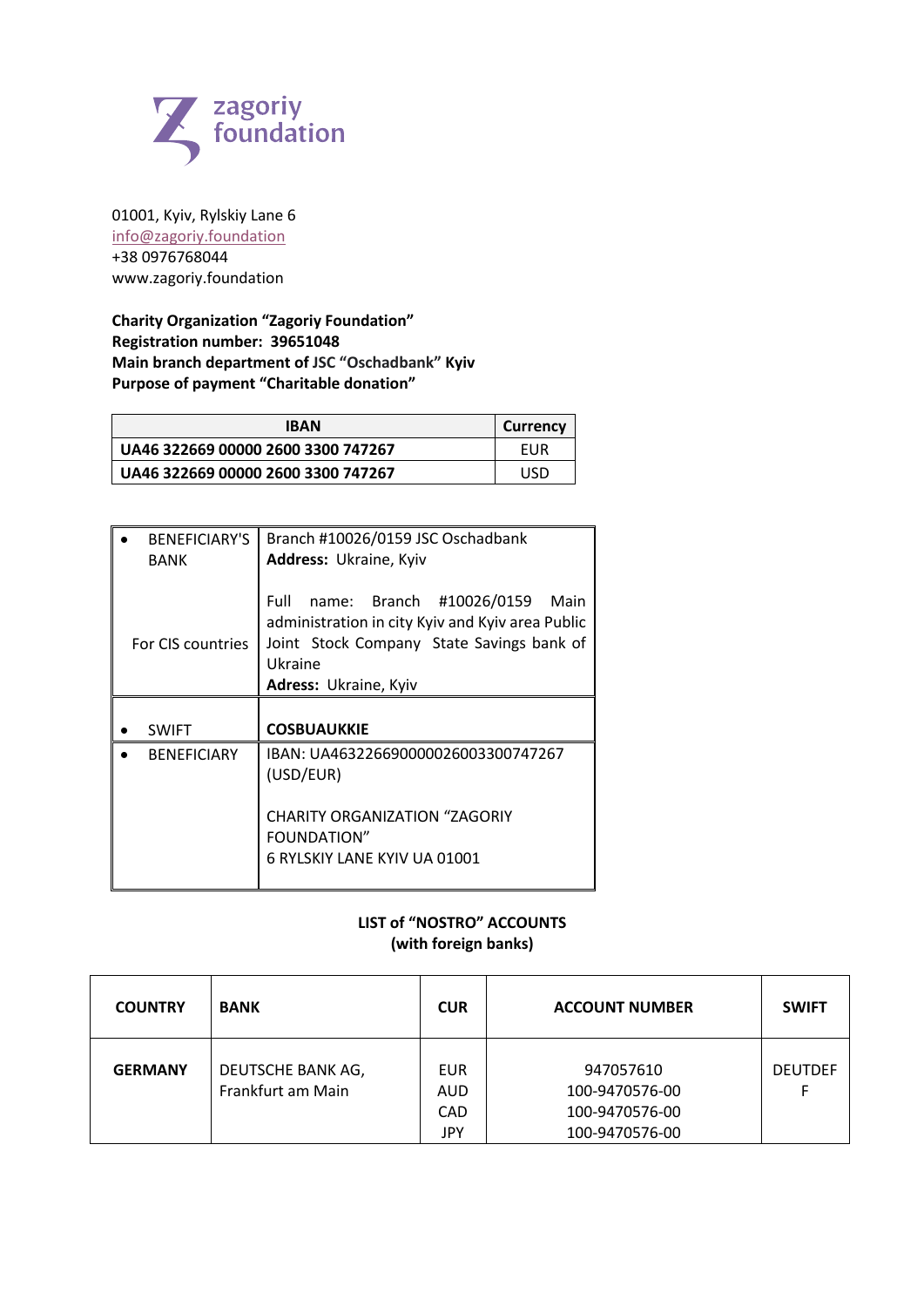zagoriy foundation

01001, Kyiv, Rylskiy Lane 6
info@zagoriy.foundation
+38 0976768044
www.zagoriy.foundation

**Charity Organization "Zagoriy Foundation"**
**Registration number: 39651048**
**Main branch department of JSC "Oschadbank" Kyiv**
**Purpose of payment "Charitable donation"**

| IBAN | Currency |
|---|---|
| **UA46 322669 00000 2600 3300 747267** | EUR |
| **UA46 322669 00000 2600 3300 747267** | USD |

| | |
|---|---|
| • BENEFICIARY'S BANK<br><br>For CIS countries | Branch #10026/0159 JSC Oschadbank<br>**Address:** Ukraine, Kyiv<br><br>Full name: Branch #10026/0159 Main administration in city Kyiv and Kyiv area Public Joint Stock Company State Savings bank of Ukraine<br>**Adress:** Ukraine, Kyiv |
| • SWIFT | **COSBUAUKKIE** |
| • BENEFICIARY | IBAN: UA463226690000026003300747267 (USD/EUR)<br><br>CHARITY ORGANIZATION "ZAGORIY FOUNDATION"<br>6 RYLSKIY LANE KYIV UA 01001 |

**LIST of "NOSTRO" ACCOUNTS**
**(with foreign banks)**

| COUNTRY | BANK | CUR | ACCOUNT NUMBER | SWIFT |
|---|---|---|---|---|
| **GERMANY** | DEUTSCHE BANK AG, Frankfurt am Main | EUR<br>AUD<br>CAD<br>JPY | 947057610<br>100-9470576-00<br>100-9470576-00<br>100-9470576-00 | DEUTDEFF |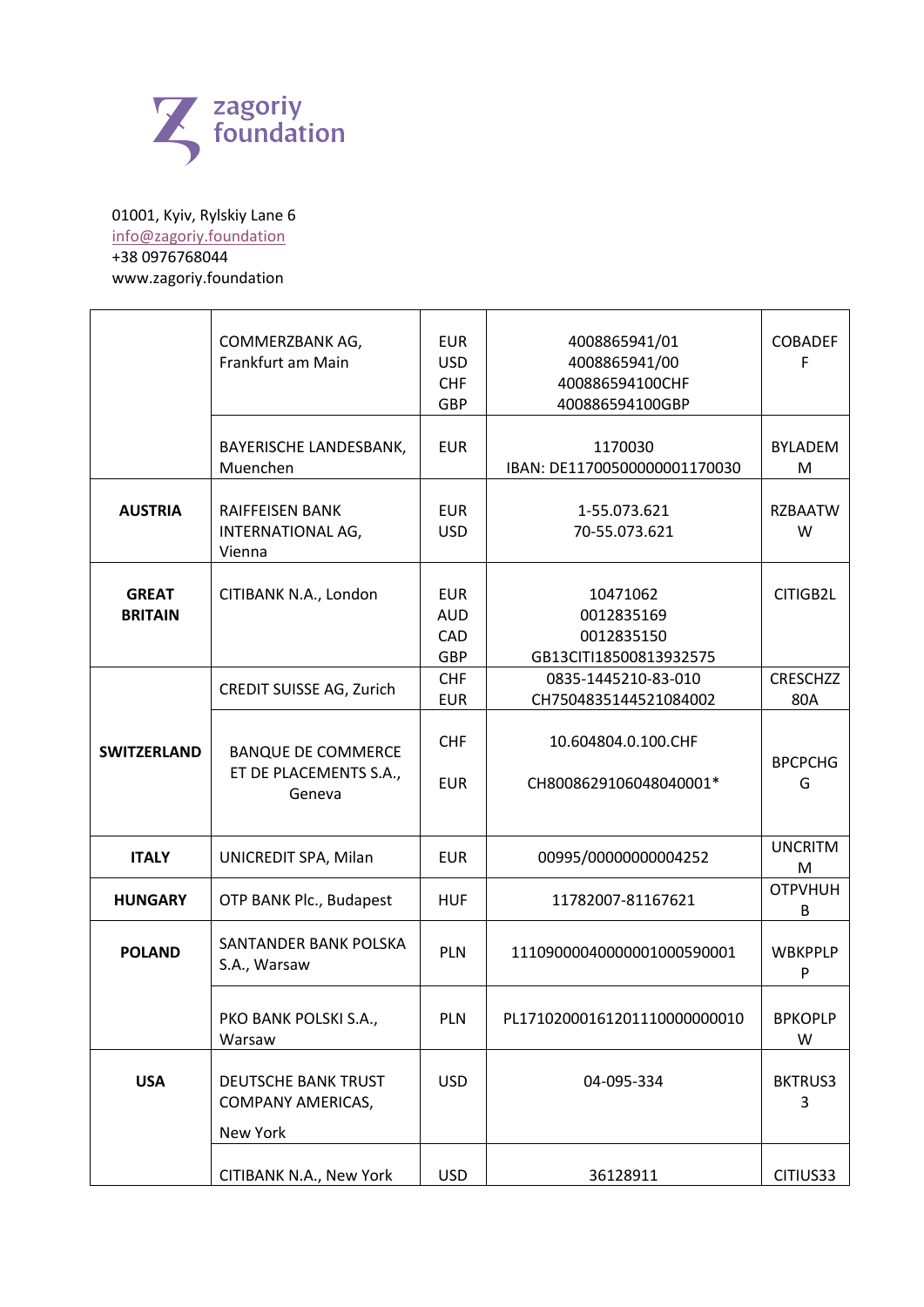zagoriy foundation

01001, Kyiv, Rylskiy Lane 6
info@zagoriy.foundation
+38 0976768044
www.zagoriy.foundation

| | | | | |
|---|---|---|---|---|
| | COMMERZBANK AG, Frankfurt am Main | EUR<br>USD<br>CHF<br>GBP | 4008865941/01<br>4008865941/00<br>400886594100CHF<br>400886594100GBP | COBADEFF |
| | BAYERISCHE LANDESBANK, Muenchen | EUR | 1170030<br>IBAN: DE11700500000001170030 | BYLADEMM |
| **AUSTRIA** | RAIFFEISEN BANK INTERNATIONAL AG, Vienna | EUR<br>USD | 1-55.073.621<br>70-55.073.621 | RZBAATWW |
| **GREAT BRITAIN** | CITIBANK N.A., London | EUR<br>AUD<br>CAD<br>GBP | 10471062<br>0012835169<br>0012835150<br>GB13CITI18500813932575 | CITIGB2L |
| **SWITZERLAND** | CREDIT SUISSE AG, Zurich | CHF<br>EUR | 0835-1445210-83-010<br>CH7504835144521084002 | CRESCHZZ80A |
| | BANQUE DE COMMERCE ET DE PLACEMENTS S.A., Geneva | CHF<br>EUR | 10.604804.0.100.CHF<br>CH8008629106048040001* | BPCPCHGG |
| **ITALY** | UNICREDIT SPA, Milan | EUR | 00995/00000000004252 | UNCRITMM |
| **HUNGARY** | OTP BANK Plc., Budapest | HUF | 11782007-81167621 | OTPVHUHB |
| **POLAND** | SANTANDER BANK POLSKA S.A., Warsaw | PLN | 11109000040000001000590001 | WBKPPLPP |
| | PKO BANK POLSKI S.A., Warsaw | PLN | PL17102000161201110000000010 | BPKOPLPW |
| **USA** | DEUTSCHE BANK TRUST COMPANY AMERICAS, New York | USD | 04-095-334 | BKTRUS33 |
| | CITIBANK N.A., New York | USD | 36128911 | CITIUS33 |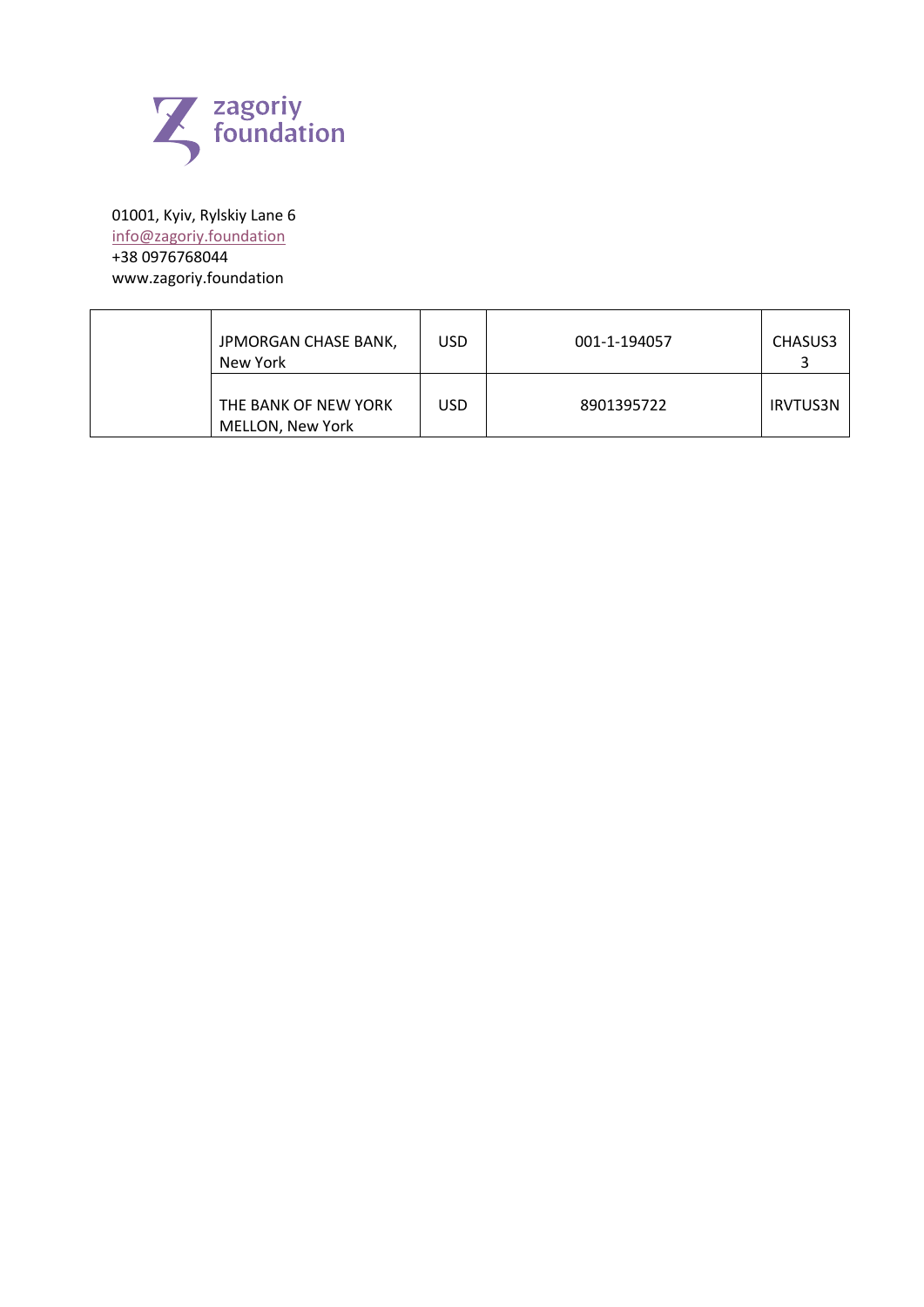zagoriy foundation

01001, Kyiv, Rylskiy Lane 6
info@zagoriy.foundation
+38 0976768044
www.zagoriy.foundation

| | | | | |
|---|---|---|---|---|
| | JPMORGAN CHASE BANK, New York | USD | 001-1-194057 | CHASUS33 |
| | THE BANK OF NEW YORK MELLON, New York | USD | 8901395722 | IRVTUS3N |